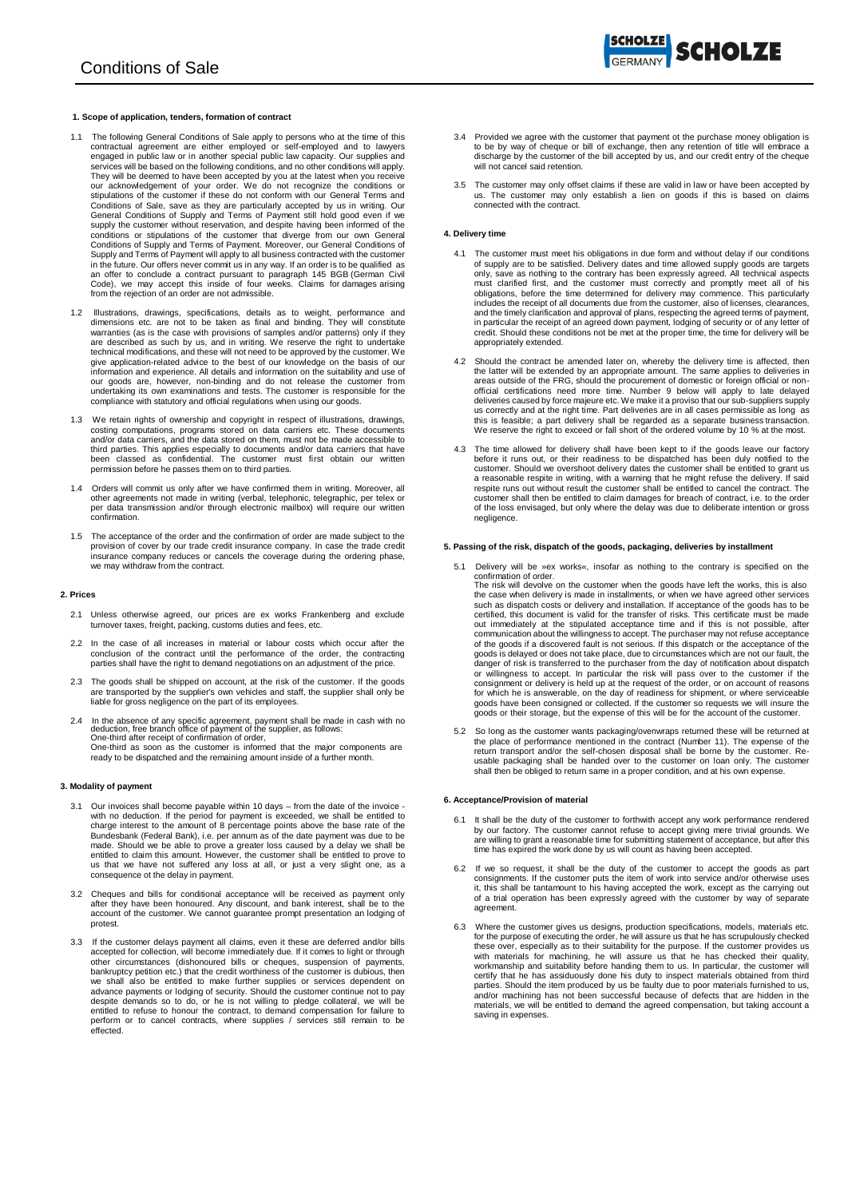# Conditions of Sale

### 1. Scope of application, tenders, formation of contract

1.1 The following General Conditions of Sale apply to persons who at the time of this contractual agreement are either employed or self-employed and to lawyers engaged in public law or in another special public law capacity. Our supplies and services will be based on the following conditions, and no other conditions will apply. They will be deemed to have been accepted by you at the latest when you receive our acknowledgement of your order. We do not recognize the conditions or stipulations of the customer if these do not conform with our General Terms and Conditions of Sale, save as they are particularly accepted by us in writing. Our General Conditions of Supply and Terms of Payment still hold good even if we supply the customer without reservation, and despite having been informed of the conditions or stipulations of the customer that diverge from our own General Conditions of Supply and Terms of Payment. Moreover, our General Conditions of Supply and Terms of Payment will apply to all business contracted with the customer in the future. Our offers never commit us in any way. If an order is to be qualified as an offer to conclude a contract pursuant to paragraph 145 BGB (German Civil Code), we may accept this inside of four weeks. Claims for damages arising from the rejection of an order are not admissible.

1.2 Illustrations, drawings, specifications, details as to weight, performance and dimensions etc. are not to be taken as final and binding. They will constitute warranties (as is the case with provisions of samples and/or patterns) only if they are described as such by us, and in writing. We reserve the right to undertake technical modifications, and these will not need to be approved by the customer. We give application-related advice to the best of our knowledge on the basis of our information and experience. All details and information on the suitability and use of our goods are, however, non-binding and do not release the customer from undertaking its own examinations and tests. The customer is responsible for the compliance with statutory and official regulations when using our goods.

1.3 We retain rights of ownership and copyright in respect of illustrations, drawings, costing computations, programs stored on data carriers etc. These documents and/or data carriers, and the data stored on them, must not be made accessible to third parties. This applies especially to documents and/or data carriers that have been classed as confidential. The customer must first obtain our written permission before he passes them on to third parties.

1.4 Orders will commit us only after we have confirmed them in writing. Moreover, all other agreements not made in writing (verbal, telephonic, telegraphic, per telex or per data transmission and/or through electronic mailbox) will require our written confirmation.

1.5 The acceptance of the order and the confirmation of order are made subject to the provision of cover by our trade credit insurance company. In case the trade credit insurance company reduces or cancels the coverage during the ordering phase, we may withdraw from the contract.

### 2. Prices

2.1 Unless otherwise agreed, our prices are ex works Frankenberg and exclude turnover taxes, freight, packing, customs duties and fees, etc.

2.2 In the case of all increases in material or labour costs which occur after the conclusion of the contract until the performance of the order, the contracting parties shall have the right to demand negotiations on an adjustment of the price.

2.3 The goods shall be shipped on account, at the risk of the customer. If the goods are transported by the supplier's own vehicles and staff, the supplier shall only be liable for gross negligence on the part of its employees.

2.4 In the absence of any specific agreement, payment shall be made in cash with no deduction, free branch office of payment of the supplier, as follows:
One-third after receipt of confirmation of order,
One-third as soon as the customer is informed that the major components are ready to be dispatched and the remaining amount inside of a further month.

### 3. Modality of payment

3.1 Our invoices shall become payable within 10 days – from the date of the invoice - with no deduction. If the period for payment is exceeded, we shall be entitled to charge interest to the amount of 8 percentage points above the base rate of the Bundesbank (Federal Bank), i.e. per annum as of the date payment was due to be made. Should we be able to prove a greater loss caused by a delay we shall be entitled to claim this amount. However, the customer shall be entitled to prove to us that we have not suffered any loss at all, or just a very slight one, as a consequence ot the delay in payment.

3.2 Cheques and bills for conditional acceptance will be received as payment only after they have been honoured. Any discount, and bank interest, shall be to the account of the customer. We cannot guarantee prompt presentation an lodging of protest.

3.3 If the customer delays payment all claims, even it these are deferred and/or bills accepted for collection, will become immediately due. If it comes to light or through other circumstances (dishonoured bills or cheques, suspension of payments, bankruptcy petition etc.) that the credit worthiness of the customer is dubious, then we shall also be entitled to make further supplies or services dependent on advance payments or lodging of security. Should the customer continue not to pay despite demands so to do, or he is not willing to pledge collateral, we will be entitled to refuse to honour the contract, to demand compensation for failure to perform or to cancel contracts, where supplies / services still remain to be effected.

3.4 Provided we agree with the customer that payment ot the purchase money obligation is to be by way of cheque or bill of exchange, then any retention of title will embrace a discharge by the customer of the bill accepted by us, and our credit entry of the cheque will not cancel said retention.

3.5 The customer may only offset claims if these are valid in law or have been accepted by us. The customer may only establish a lien on goods if this is based on claims connected with the contract.

### 4. Delivery time

4.1 The customer must meet his obligations in due form and without delay if our conditions of supply are to be satisfied. Delivery dates and time allowed supply goods are targets only, save as nothing to the contrary has been expressly agreed. All technical aspects must clarified first, and the customer must correctly and promptly meet all of his obligations, before the time determined for delivery may commence. This particularly includes the receipt of all documents due from the customer, also of licenses, clearances, and the timely clarification and approval of plans, respecting the agreed terms of payment, in particular the receipt of an agreed down payment, lodging of security or of any letter of credit. Should these conditions not be met at the proper time, the time for delivery will be appropriately extended.

4.2 Should the contract be amended later on, whereby the delivery time is affected, then the latter will be extended by an appropriate amount. The same applies to deliveries in areas outside of the FRG, should the procurement of domestic or foreign official or non-official certifications need more time. Number 9 below will apply to late delayed deliveries caused by force majeure etc. We make it a proviso that our sub-suppliers supply us correctly and at the right time. Part deliveries are in all cases permissible as long as this is feasible; a part delivery shall be regarded as a separate business transaction. We reserve the right to exceed or fall short of the ordered volume by 10 % at the most.

4.3 The time allowed for delivery shall have been kept to if the goods leave our factory before it runs out, or their readiness to be dispatched has been duly notified to the customer. Should we overshoot delivery dates the customer shall be entitled to grant us a reasonable respite in writing, with a warning that he might refuse the delivery. If said respite runs out without result the customer shall be entitled to cancel the contract. The customer shall then be entitled to claim damages for breach of contract, i.e. to the order of the loss envisaged, but only where the delay was due to deliberate intention or gross negligence.

### 5. Passing of the risk, dispatch of the goods, packaging, deliveries by installment

5.1 Delivery will be »ex works«, insofar as nothing to the contrary is specified on the confirmation of order.
The risk will devolve on the customer when the goods have left the works, this is also the case when delivery is made in installments, or when we have agreed other services such as dispatch costs or delivery and installation. If acceptance of the goods has to be certified, this document is valid for the transfer of risks. This certificate must be made out immediately at the stipulated acceptance time and if this is not possible, after communication about the willingness to accept. The purchaser may not refuse acceptance of the goods if a discovered fault is not serious. If this dispatch or the acceptance of the goods is delayed or does not take place, due to circumstances which are not our fault, the danger of risk is transferred to the purchaser from the day of notification about dispatch or willingness to accept. In particular the risk will pass over to the customer if the consignment or delivery is held up at the request of the order, or on account of reasons for which he is answerable, on the day of readiness for shipment, or where serviceable goods have been consigned or collected. If the customer so requests we will insure the goods or their storage, but the expense of this will be for the account of the customer.

5.2 So long as the customer wants packaging/ovenwraps returned these will be returned at the place of performance mentioned in the contract (Number 11). The expense of the return transport and/or the self-chosen disposal shall be borne by the customer. Re-usable packaging shall be handed over to the customer on loan only. The customer shall then be obliged to return same in a proper condition, and at his own expense.

### 6. Acceptance/Provision of material

6.1 It shall be the duty of the customer to forthwith accept any work performance rendered by our factory. The customer cannot refuse to accept giving mere trivial grounds. We are willing to grant a reasonable time for submitting statement of acceptance, but after this time has expired the work done by us will count as having been accepted.

6.2 If we so request, it shall be the duty of the customer to accept the goods as part consignments. If the customer puts the item of work into service and/or otherwise uses it, this shall be tantamount to his having accepted the work, except as the carrying out of a trial operation has been expressly agreed with the customer by way of separate agreement.

6.3 Where the customer gives us designs, production specifications, models, materials etc. for the purpose of executing the order, he will assure us that he has scrupulously checked these over, especially as to their suitability for the purpose. If the customer provides us with materials for machining, he will assure us that he has checked their quality, workmanship and suitability before handing them to us. In particular, the customer will certify that he has assiduously done his duty to inspect materials obtained from third parties. Should the item produced by us be faulty due to poor materials furnished to us, and/or machining has not been successful because of defects that are hidden in the materials, we will be entitled to demand the agreed compensation, but taking account a saving in expenses.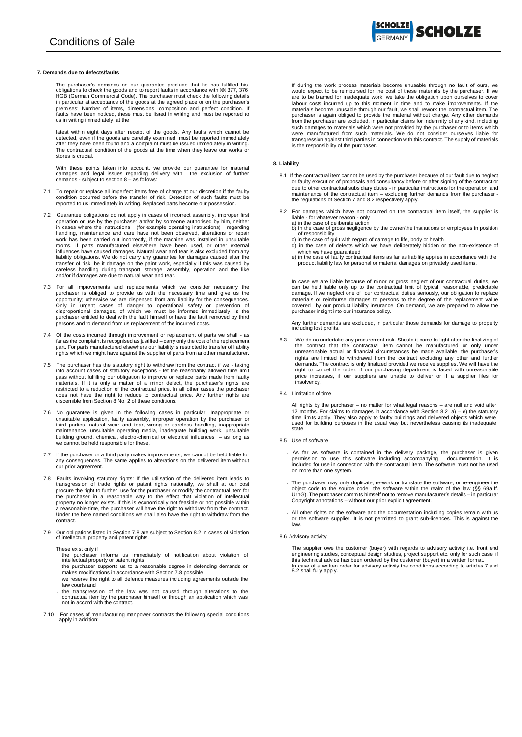## 7. Demands due to defects/faults

The purchaser's demands on our quarantee preclude that he has fulfilled his obligations to check the goods and to report faults in accordance with §§ 377, 376 HGB (German Commercial Code). The purchaser must check the following details in particular at acceptance of the goods at the agreed place or on the purchaser's premises: Number of items, dimensions, composition and perfect condition. If faults have been noticed, these must be listed in writing and must be reported to us in writing immediately, at the

latest within eight days after receipt of the goods. Any faults which cannot be detected, even if the goods are carefully examined, must be reported immediately after they have been found and a complaint must be issued immediately in writing. The contractual condition of the goods at the time when they leave our works or stores is crucial.

With these points taken into account, we provide our guarantee for material damages and legal issues regarding delivery with the exclusion of further demands - subject to section 8 – as follows:

7.1 To repair or replace all imperfect items free of charge at our discretion if the faulty condition occurred before the transfer of risk. Detection of such faults must be reported to us immediately in writing. Replaced parts become our possession.

7.2 Guarantee obligations do not apply in cases of incorrect assembly, improper first operation or use by the purchaser and/or by someone authorised by him, neither in cases where the instructions (for example operating instructions) regarding handling, maintenance and care have not been observed, alterations or repair work has been carried out incorrectly, if the machine was installed in unsuitable rooms, if parts manufactured elsewhere have been used, or other external influences have caused damages. Natural wear and tear is also excluded from any liability obligations. We do not carry any guarantee for damages caused after the transfer of risk, be it damage on the paint work, especially if this was caused by careless handling during transport, storage, assembly, operation and the like and/or if damages are due to natural wear and tear.

7.3 For all improvements and replacements which we consider necessary the purchaser is obliged to provide us with the necessary time and give us the opportunity; otherwise we are dispensed from any liability for the consequences. Only in urgent cases of danger to operational safety or prevention of disproportional damages, of which we must be informed immediately, is the purchaser entitled to deal with the fault himself or have the fault removed by third persons and to demand from us replacement of the incurred costs.

7.4 Of the costs incurred through improvement or replacement of parts we shall - as far as the complaint is recognised as justified – carry only the cost of the replacement part. For parts manufactured elsewhere our liability is restricted to transfer of liability rights which we might have against the supplier of parts from another manufacturer.

7.5 The purchaser has the statutory right to withdraw from the contract if we - taking into account cases of statutory exceptions - let the reasonably allowed time limit pass without fulfilling our obligation to improve or replace parts made from faulty materials. If it is only a matter of a minor defect, the purchaser's rights are restricted to a reduction of the contractual price. In all other cases the purchaser does not have the right to reduce to contractual price. Any further rights are discernible from Section 8 No. 2 of these conditions.

7.6 No guarantee is given in the following cases in particular: Inappropriate or unsuitable application, faulty assembly, improper operation by the purchaser or third parties, natural wear and tear, wrong or careless handling, inappropriate maintenance, unsuitable operating media, inadequate building work, unsuitable building ground, chemical, electro-chemical or electrical influences – as long as we cannot be held responsible for these.

7.7 If the purchaser or a third party makes improvements, we cannot be held liable for any consequences. The same applies to alterations on the delivered item without our prior agreement.

7.8 Faults involving statutory rights: If the utilisation of the delivered item leads to transgression of trade rights or patent rights nationally, we shall at our cost procure the right to further use for the purchaser or modify the contractual item for the purchaser in a reasonable way to the effect that violation of intellectual property no longer exists. If this is economically not feasible or not possible within a reasonable time, the purchaser will have the right to withdraw from the contract. Under the here named conditions we shall also have the right to withdraw from the contract.

7.9 Our obligations listed in Section 7.8 are subject to Section 8.2 in cases of violation of intellectual property and patent rights.

These exist only if

- the purchaser informs us immediately of notification about violation of intellectual property or patent rights
- the purchaser supports us to a reasonable degree in defending demands or makes modifications in accordance with Section 7.8 possible
- we reserve the right to all defence measures including agreements outside the law courts and
- the transgression of the law was not caused through alterations to the contractual item by the purchaser himself or through an application which was not in accord with the contract.

7.10 For cases of manufacturing manpower contracts the following special conditions apply in addition:

If during the work process materials become unusable through no fault of ours, we would expect to be reimbursed for the cost of these materials by the purchaser. If we are to be blamed for inadequate work, we take the obligation upon ourselves to cover labour costs incurred up to this moment in time and to make improvements. If the materials become unusable through our fault, we shall rework the contractual item. The purchaser is again obliged to provide the material without charge. Any other demands from the purchaser are excluded, in particular claims for indemnity of any kind, including such damages to materials which were not provided by the purchaser or to items which were manufactured from such materials. We do not consider ourselves liable for transgression against third parties in connection with this contract. The supply of materials is the responsibility of the purchaser.

## 8. Liability

8.1 If the contractual item cannot be used by the purchaser because of our fault due to neglect or faulty execution of proposals and consultancy before or after signing of the contract or due to other contractual subsidiary duties - in particular instructions for the operation and maintenance of the contractual item – excluding further demands from the purchaser - the regulations of Section 7 and 8.2 respectively apply.

8.2 For damages which have not occurred on the contractual item itself, the supplier is liable - for whatever reason - only

a) in the case of deliberate action
b) in the case of gross negligence by the owner/the institutions or employees in position of responsibility
c) in the case of guilt with regard of damage to life, body or health
d) in the case of defects which we have deliberately hidden or the non-existence of which we have guaranteed
e) in the case of faulty contractual items as far as liability applies in accordance with the product liability law for personal or material damages on privately used items.

In case we are liable because of minor or gross neglect of our contractual duties, we can be held liable only up to the contractual limit of typical, reasonable, predictable damage. If we neglect one of our contractual duties seriously, our obligation to replace materials or reimburse damages to persons to the degree of the replacement value covered by our product liability insurance. On demand, we are prepared to allow the purchaser insight into our insurance policy.

Any further demands are excluded, in particular those demands for damage to property including lost profits.

8.3 We do no undertake any procurement risk. Should it come to light after the finalizing of the contract that the contractual item cannot be manufactured or only under unreasonable actual or financial circumstances be made available, the purchaser's rights are limited to withdrawal from the contract excluding any other and further demands. The contract is only finalized provided we receive supplies. We will have the right to cancel the order, if our purchasing department is faced with unreasonable price increases, if our suppliers are unable to deliver or if a supplier files for insolvency.

8.4 Limitation of time

All rights by the purchaser – no matter for what legal reasons – are null and void after 12 months. For claims to damages in accordance with Section 8.2 a) – e) the statutory time limits apply. They also apply to faulty buildings and delivered objects which were used for building purposes in the usual way but nevertheless causing its inadequate state.

8.5 Use of software

- As far as software is contained in the delivery package, the purchaser is given permission to use this software including accompanying documentation. It is included for use in connection with the contractual item. The software must not be used on more than one system.
- The purchaser may only duplicate, re-work or translate the software, or re-engineer the object code to the source code the software within the realm of the law (§§ 69a ff. UrhG). The purchaser commits himself not to remove manufacturer's details – in particular Copyright annotations – without our prior explicit agreement.
- All other rights on the software and the documentation including copies remain with us or the software supplier. It is not permitted to grant sub-licences. This is against the law.

8.6 Advisory activity

The supplier owe the customer (buyer) with regards to advisory activity i.e. front end engineering studies, conceptual design studies, project support etc. only for such case, if this technical advice has been ordered by the customer (buyer) in a written format.
In case of a written order for advisory activity the conditions according to articles 7 and 8.2 shall fully apply.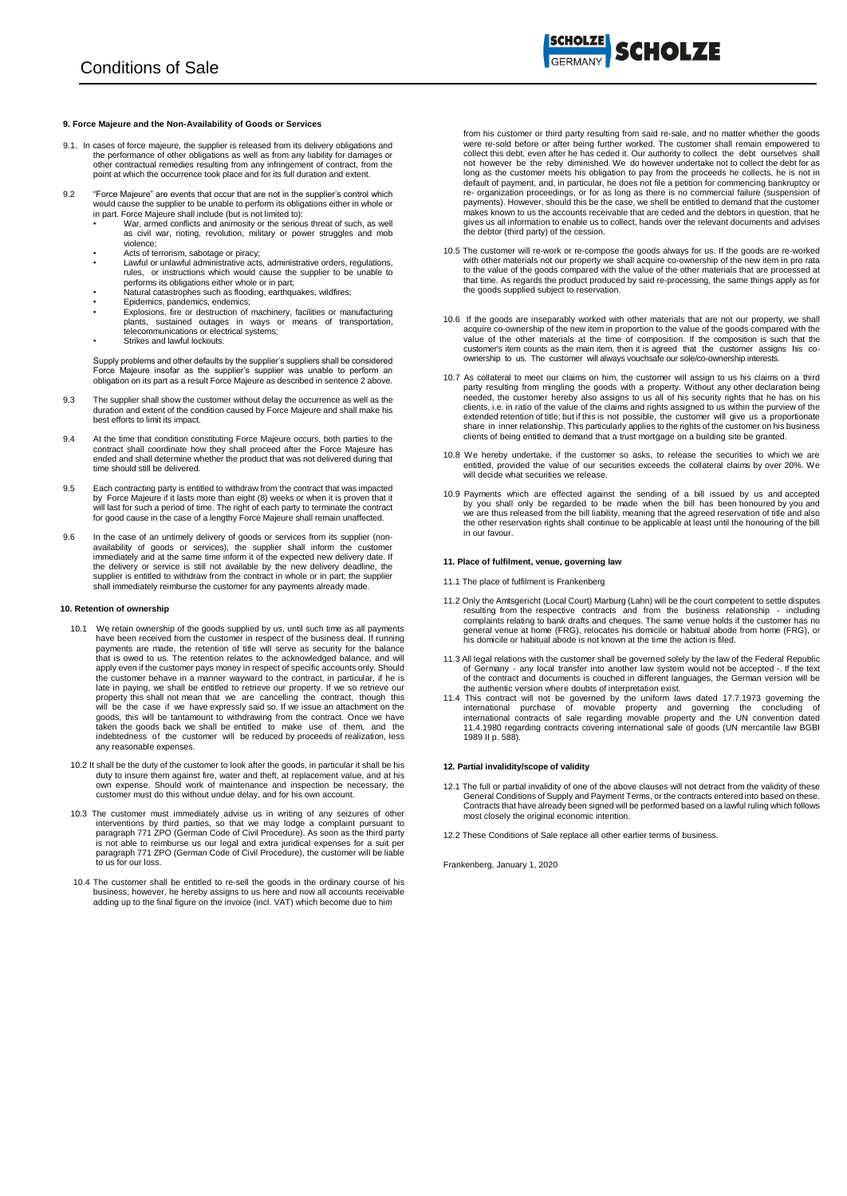#### 9. Force Majeure and the Non-Availability of Goods or Services

9.1. In cases of force majeure, the supplier is released from its delivery obligations and the performance of other obligations as well as from any liability for damages or other contractual remedies resulting from any infringement of contract, from the point at which the occurrence took place and for its full duration and extent.

9.2 "Force Majeure" are events that occur that are not in the supplier's control which would cause the supplier to be unable to perform its obligations either in whole or in part. Force Majeure shall include (but is not limited to):

- War, armed conflicts and animosity or the serious threat of such, as well as civil war, rioting, revolution, military or power struggles and mob violence;
- Acts of terrorism, sabotage or piracy;
- Lawful or unlawful administrative acts, administrative orders, regulations, rules, or instructions which would cause the supplier to be unable to performs its obligations either whole or in part;
- Natural catastrophes such as flooding, earthquakes, wildfires;
- Epidemics, pandemics, endemics;
- Explosions, fire or destruction of machinery, facilities or manufacturing plants, sustained outages in ways or means of transportation, telecommunications or electrical systems;
- Strikes and lawful lockouts.

Supply problems and other defaults by the supplier's suppliers shall be considered Force Majeure insofar as the supplier's supplier was unable to perform an obligation on its part as a result Force Majeure as described in sentence 2 above.

9.3 The supplier shall show the customer without delay the occurrence as well as the duration and extent of the condition caused by Force Majeure and shall make his best efforts to limit its impact.

9.4 At the time that condition constituting Force Majeure occurs, both parties to the contract shall coordinate how they shall proceed after the Force Majeure has ended and shall determine whether the product that was not delivered during that time should still be delivered.

9.5 Each contracting party is entitled to withdraw from the contract that was impacted by Force Majeure if it lasts more than eight (8) weeks or when it is proven that it will last for such a period of time. The right of each party to terminate the contract for good cause in the case of a lengthy Force Majeure shall remain unaffected.

9.6 In the case of an untimely delivery of goods or services from its supplier (non-availability of goods or services), the supplier shall inform the customer immediately and at the same time inform it of the expected new delivery date. If the delivery or service is still not available by the new delivery deadline, the supplier is entitled to withdraw from the contract in whole or in part; the supplier shall immediately reimburse the customer for any payments already made.

#### 10. Retention of ownership

10.1 We retain ownership of the goods supplied by us, until such time as all payments have been received from the customer in respect of the business deal. If running payments are made, the retention of title will serve as security for the balance that is owed to us. The retention relates to the acknowledged balance, and will apply even if the customer pays money in respect of specific accounts only. Should the customer behave in a manner wayward to the contract, in particular, if he is late in paying, we shall be entitled to retrieve our property. If we so retrieve our property this shall not mean that we are cancelling the contract, though this will be the case if we have expressly said so. If we issue an attachment on the goods, this will be tantamount to withdrawing from the contract. Once we have taken the goods back we shall be entitled to make use of them, and the indebtedness of the customer will be reduced by proceeds of realization, less any reasonable expenses.

10.2 It shall be the duty of the customer to look after the goods, in particular it shall be his duty to insure them against fire, water and theft, at replacement value, and at his own expense. Should work of maintenance and inspection be necessary, the customer must do this without undue delay, and for his own account.

10.3 The customer must immediately advise us in writing of any seizures of other interventions by third parties, so that we may lodge a complaint pursuant to paragraph 771 ZPO (German Code of Civil Procedure). As soon as the third party is not able to reimburse us our legal and extra juridical expenses for a suit per paragraph 771 ZPO (German Code of Civil Procedure), the customer will be liable to us for our loss.

10.4 The customer shall be entitled to re-sell the goods in the ordinary course of his business; however, he hereby assigns to us here and now all accounts receivable adding up to the final figure on the invoice (incl. VAT) which become due to him from his customer or third party resulting from said re-sale, and no matter whether the goods were re-sold before or after being further worked. The customer shall remain empowered to collect this debt, even after he has ceded it. Our authority to collect the debt ourselves shall not however be the reby diminished. We do however undertake not to collect the debt for as long as the customer meets his obligation to pay from the proceeds he collects, he is not in default of payment, and, in particular, he does not file a petition for commencing bankruptcy or re- organization proceedings, or for as long as there is no commercial failure (suspension of payments). However, should this be the case, we shell be entitled to demand that the customer makes known to us the accounts receivable that are ceded and the debtors in question, that he gives us all information to enable us to collect, hands over the relevant documents and advises the debtor (third party) of the cession.

10.5 The customer will re-work or re-compose the goods always for us. If the goods are re-worked with other materials not our property we shall acquire co-ownership of the new item in pro rata to the value of the goods compared with the value of the other materials that are processed at that time. As regards the product produced by said re-processing, the same things apply as for the goods supplied subject to reservation.

10.6 If the goods are inseparably worked with other materials that are not our property, we shall acquire co-ownership of the new item in proportion to the value of the goods compared with the value of the other materials at the time of composition. If the composition is such that the customer's item counts as the main item, then it is agreed that the customer assigns his co-ownership to us. The customer will always vouchsafe our sole/co-ownership interests.

10.7 As collateral to meet our claims on him, the customer will assign to us his claims on a third party resulting from mingling the goods with a property. Without any other declaration being needed, the customer hereby also assigns to us all of his security rights that he has on his clients, i.e. in ratio of the value of the claims and rights assigned to us within the purview of the extended retention of title; but if this is not possible, the customer will give us a proportionate share in inner relationship. This particularly applies to the rights of the customer on his business clients of being entitled to demand that a trust mortgage on a building site be granted.

10.8 We hereby undertake, if the customer so asks, to release the securities to which we are entitled, provided the value of our securities exceeds the collateral claims by over 20%. We will decide what securities we release.

10.9 Payments which are effected against the sending of a bill issued by us and accepted by you shall only be regarded to be made when the bill has been honoured by you and we are thus released from the bill liability, meaning that the agreed reservation of title and also the other reservation rights shall continue to be applicable at least until the honouring of the bill in our favour.

#### 11. Place of fulfilment, venue, governing law

11.1 The place of fulfilment is Frankenberg

11.2 Only the Amtsgericht (Local Court) Marburg (Lahn) will be the court competent to settle disputes resulting from the respective contracts and from the business relationship - including complaints relating to bank drafts and cheques. The same venue holds if the customer has no general venue at home (FRG), relocates his domicile or habitual abode from home (FRG), or his domicile or habitual abode is not known at the time the action is filed.

11.3 All legal relations with the customer shall be governed solely by the law of the Federal Republic of Germany - any local transfer into another law system would not be accepted -. If the text of the contract and documents is couched in different languages, the German version will be the authentic version where doubts of interpretation exist.

11.4 This contract will not be governed by the uniform laws dated 17.7.1973 governing the international purchase of movable property and governing the concluding of international contracts of sale regarding movable property and the UN convention dated 11.4.1980 regarding contracts covering international sale of goods (UN mercantile law BGBl 1989 II p. 588).

#### 12. Partial invalidity/scope of validity

12.1 The full or partial invalidity of one of the above clauses will not detract from the validity of these General Conditions of Supply and Payment Terms, or the contracts entered into based on these. Contracts that have already been signed will be performed based on a lawful ruling which follows most closely the original economic intention.

12.2 These Conditions of Sale replace all other earlier terms of business.

Frankenberg, January 1, 2020